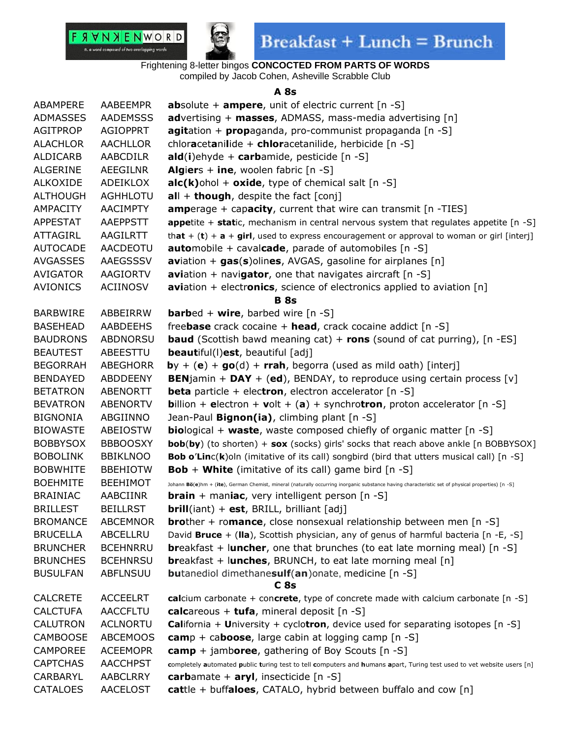FRANKENWORD n. a word composed of two overlapping words

Breakfast + Lunch = Brunch

Frightening 8-letter bingos **CONCOCTED FROM PARTS OF WORDS**
compiled by Jacob Cohen, Asheville Scrabble Club

### A 8s

| | | |
|---|---|---|
| ABAMPERE | AABEEMPR | **ab**solute + **ampere**, unit of electric current [n -S] |
| ADMASSES | AADEMSSS | **ad**vertising + **masses**, ADMASS, mass-media advertising [n] |
| AGITPROP | AGIOPPRT | **agit**ation + **prop**aganda, pro-communist propaganda [n -S] |
| ALACHLOR | AACHLLOR | chlor**a**cet**a**ni**l**ide + **chlor**acetanilide, herbicide [n -S] |
| ALDICARB | AABCDILR | **ald**(**i**)ehyde + **carb**amide, pesticide [n -S] |
| ALGERINE | AEEGILNR | **Alg**i**er**s + **ine**, woolen fabric [n -S] |
| ALKOXIDE | ADEIKLOX | **alc(k)**ohol + **oxide**, type of chemical salt [n -S] |
| ALTHOUGH | AGHHLOTU | **al**l + **though**, despite the fact [conj] |
| AMPACITY | AACIMPTY | **amp**erage + cap**acity**, current that wire can transmit [n -TIES] |
| APPESTAT | AAEPPSTT | **appe**tite + **stat**ic, mechanism in central nervous system that regulates appetite [n -S] |
| ATTAGIRL | AAGILRTT | th**at** + (**t**) + **a** + **girl**, used to express encouragement or approval to woman or girl [interj] |
| AUTOCADE | AACDEOTU | **auto**mobile + caval**cade**, parade of automobiles [n -S] |
| AVGASSES | AAEGSSSV | **av**iation + **gas**(**s**)olin**es**, AVGAS, gasoline for airplanes [n] |
| AVIGATOR | AAGIORTV | **avi**ation + navi**gator**, one that navigates aircraft [n -S] |
| AVIONICS | ACIINOSV | **avi**ation + electr**onics**, science of electronics applied to aviation [n] |

### B 8s

| | | |
|---|---|---|
| BARBWIRE | ABBEIRRW | **barb**ed + **wire**, barbed wire [n -S] |
| BASEHEAD | AABDEEHS | free**base** crack cocaine + **head**, crack cocaine addict [n -S] |
| BAUDRONS | ABDNORSU | **baud** (Scottish bawd meaning cat) + **rons** (sound of cat purring), [n -ES] |
| BEAUTEST | ABEESTTU | **beaut**iful(l)**est**, beautiful [adj] |
| BEGORRAH | ABEGHORR | **b**y + (**e**) + **go**(d) + **rrah**, begorra (used as mild oath) [interj] |
| BENDAYED | ABDDEENY | **BEN**jamin + **DAY** + (**ed**), BENDAY, to reproduce using certain process [v] |
| BETATRON | ABENORTT | **beta** particle + elec**tron**, electron accelerator [n -S] |
| BEVATRON | ABENORTV | **b**illion + **e**lectron + **v**olt + (**a**) + synchro**tron**, proton accelerator [n -S] |
| BIGNONIA | ABGIINNO | Jean-Paul **Bignon(ia)**, climbing plant [n -S] |
| BIOWASTE | ABEIOSTW | **bio**logical + **waste**, waste composed chiefly of organic matter [n -S] |
| BOBBYSOX | BBBOOSXY | **bob**(**by**) (to shorten) + **sox** (socks) girls' socks that reach above ankle [n BOBBYSOX] |
| BOBOLINK | BBIKLNOO | **Bob o'Lin**c(**k**)oln (imitative of its call) songbird (bird that utters musical call) [n -S] |
| BOBWHITE | BBEHIOTW | **Bob** + **White** (imitative of its call) game bird [n -S] |
| BOEHMITE | BEEHIMOT | Johann **Bö**(**e**)**hm** + (**ite**), German Chemist, mineral (naturally occurring inorganic substance having characteristic set of physical properties) [n -S] |
| BRAINIAC | AABCIINR | **brain** + man**iac**, very intelligent person [n -S] |
| BRILLEST | BEILLRST | **brill**(iant) + **est**, BRILL, brilliant [adj] |
| BROMANCE | ABCEMNOR | **bro**ther + ro**mance**, close nonsexual relationship between men [n -S] |
| BRUCELLA | ABCELLRU | David **Bruce** + (**lla**), Scottish physician, any of genus of harmful bacteria [n -E, -S] |
| BRUNCHER | BCEHNRRU | **br**eakfast + l**uncher**, one that brunches (to eat late morning meal) [n -S] |
| BRUNCHES | BCEHNRSU | **br**eakfast + l**unches**, BRUNCH, to eat late morning meal [n] |
| BUSULFAN | ABFLNSUU | **bu**tanediol dimethane**sulf**(**an**)onate, medicine [n -S] |

### C 8s

| | | |
|---|---|---|
| CALCRETE | ACCEELRT | **cal**cium carbonate + con**crete**, type of concrete made with calcium carbonate [n -S] |
| CALCTUFA | AACCFLTU | **calc**areous + **tufa**, mineral deposit [n -S] |
| CALUTRON | ACLNORTU | **Cal**ifornia + **U**niversity + cyclo**tron**, device used for separating isotopes [n -S] |
| CAMBOOSE | ABCEMOOS | **cam**p + ca**boose**, large cabin at logging camp [n -S] |
| CAMPOREE | ACEEMOPR | **camp** + jamb**oree**, gathering of Boy Scouts [n -S] |
| CAPTCHAS | AACCHPST | **c**ompletely **a**utomated **p**ublic **t**uring test to tell **c**omputers and **h**umans **a**part, Turing test used to vet website users [n] |
| CARBARYL | AABCLRRY | **carba**mate + **aryl**, insecticide [n -S] |
| CATALOES | AACELOST | **cat**tle + buff**aloes**, CATALO, hybrid between buffalo and cow [n] |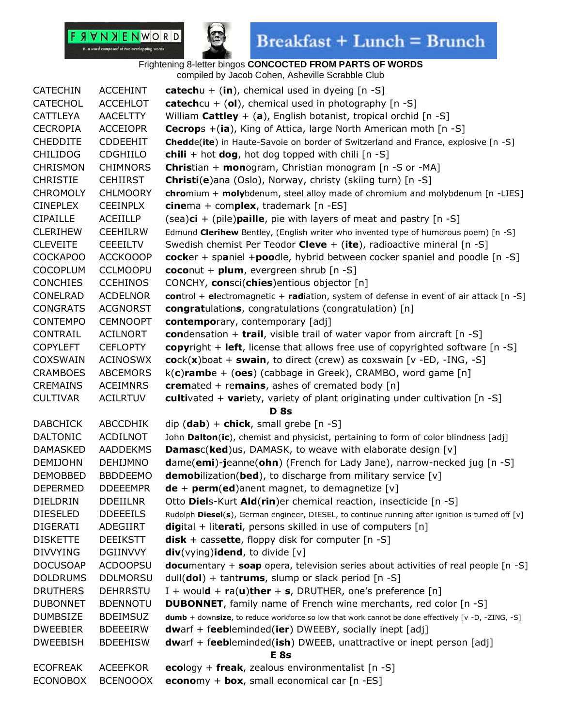Frightening 8-letter bingos **CONCOCTED FROM PARTS OF WORDS**
compiled by Jacob Cohen, Asheville Scrabble Club

| | | |
|---|---|---|
| CATECHIN | ACCEHINT | **catech**u + (**in**), chemical used in dyeing [n -S] |
| CATECHOL | ACCEHLOT | **catech**cu + (**ol**), chemical used in photography [n -S] |
| CATTLEYA | AACELTTY | William **Cattley** + (**a**), English botanist, tropical orchid [n -S] |
| CECROPIA | ACCEIOPR | **Cecrop**s +(**ia**), King of Attica, large North American moth [n -S] |
| CHEDDITE | CDDEEHIT | **Chedd**e(**ite**) in Haute-Savoie on border of Switzerland and France, explosive [n -S] |
| CHILIDOG | CDGHIILO | **chili** + hot **dog**, hot dog topped with chili [n -S] |
| CHRISMON | CHIMNORS | **Chris**tian + **mon**ogram, Christian monogram [n -S or -MA] |
| CHRISTIE | CEHIIRST | **Christi**(**e**)ana (Oslo), Norway, christy (skiing turn) [n -S] |
| CHROMOLY | CHLMOORY | **chro**mium + **moly**bdenum, steel alloy made of chromium and molybdenum [n -LIES] |
| CINEPLEX | CEEINPLX | **cine**ma + com**plex**, trademark [n -ES] |
| CIPAILLE | ACEIILLP | (sea)**ci** + (pile)**paille**, pie with layers of meat and pastry [n -S] |
| CLERIHEW | CEEHILRW | Edmund **Clerihew** Bentley, (English writer who invented type of humorous poem) [n -S] |
| CLEVEITE | CEEEILTV | Swedish chemist Per Teodor **Cleve** + (**ite**), radioactive mineral [n -S] |
| COCKAPOO | ACCKOOOP | **cock**er + sp**a**niel +**poo**dle, hybrid between cocker spaniel and poodle [n -S] |
| COCOPLUM | CCLMOOPU | **coco**nut + **plum**, evergreen shrub [n -S] |
| CONCHIES | CCEHINOS | CONCHY, **con**sci(**chies**)entious objector [n] |
| CONELRAD | ACDELNOR | **con**trol + **el**ectromagnetic + **rad**iation, system of defense in event of air attack [n -S] |
| CONGRATS | ACGNORST | **congrat**ulation**s**, congratulations (congratulation) [n] |
| CONTEMPO | CEMNOOPT | **contempo**rary, contemporary [adj] |
| CONTRAIL | ACILNORT | **con**densation + **trail**, visible trail of water vapor from aircraft [n -S] |
| COPYLEFT | CEFLOPTY | **copy**right + **left**, license that allows free use of copyrighted software [n -S] |
| COXSWAIN | ACINOSWX | **co**ck(**x**)boat + **swain**, to direct (crew) as coxswain [v -ED, -ING, -S] |
| CRAMBOES | ABCEMORS | k(**c**)**rambe** + (**oes**) (cabbage in Greek), CRAMBO, word game [n] |
| CREMAINS | ACEIMNRS | **crem**ated + re**mains**, ashes of cremated body [n] |
| CULTIVAR | ACILRTUV | **culti**vated + **var**iety, variety of plant originating under cultivation [n -S] |

**D 8s**

| | | |
|---|---|---|
| DABCHICK | ABCCDHIK | dip (**dab**) + **chick**, small grebe [n -S] |
| DALTONIC | ACDILNOT | John **Dalton**(**ic**), chemist and physicist, pertaining to form of color blindness [adj] |
| DAMASKED | AADDEKMS | **Damas**c(**ked**)us, DAMASK, to weave with elaborate design [v] |
| DEMIJOHN | DEHIJMNO | **d**ame(**emi**)-**j**eanne(**ohn**) (French for Lady Jane), narrow-necked jug [n -S] |
| DEMOBBED | BBDDEEMO | **demob**ilization(**bed**), to discharge from military service [v] |
| DEPERMED | DDEEEMPR | **de** + **perm**(**ed**)anent magnet, to demagnetize [v] |
| DIELDRIN | DDEIILNR | Otto **Diel**s-Kurt **Ald**(**rin**)er chemical reaction, insecticide [n -S] |
| DIESELED | DDEEEILS | Rudolph **Diesel**(**s**), German engineer, DIESEL, to continue running after ignition is turned off [v] |
| DIGERATI | ADEGIIRT | **dig**ital + lit**erati**, persons skilled in use of computers [n] |
| DISKETTE | DEEIKSTT | **disk** + cass**ette**, floppy disk for computer [n -S] |
| DIVVYING | DGIINVVY | **div**(vying)**idend**, to divide [v] |
| DOCUSOAP | ACDOOPSU | **docu**mentary + **soap** opera, television series about activities of real people [n -S] |
| DOLDRUMS | DDLMORSU | dull(**dol**) + tant**rums**, slump or slack period [n -S] |
| DRUTHERS | DEHRRSTU | I + woul**d** + **r**a(**u**)**ther** + **s**, DRUTHER, one's preference [n] |
| DUBONNET | BDENNOTU | **DUBONNET**, family name of French wine merchants, red color [n -S] |
| DUMBSIZE | BDEIMSUZ | **dumb** + down**size**, to reduce workforce so low that work cannot be done effectively [v -D, -ZING, -S] |
| DWEEBIER | BDEEEIRW | **dw**arf + f**eeb**leminded(**ier**) DWEEBY, socially inept [adj] |
| DWEEBISH | BDEEHISW | **dw**arf + f**eeb**leminded(**ish**) DWEEB, unattractive or inept person [adj] |

**E 8s**

| | | |
|---|---|---|
| ECOFREAK | ACEEFKOR | **eco**logy + **freak**, zealous environmentalist [n -S] |
| ECONOBOX | BCENOOOX | **econo**my + **box**, small economical car [n -ES] |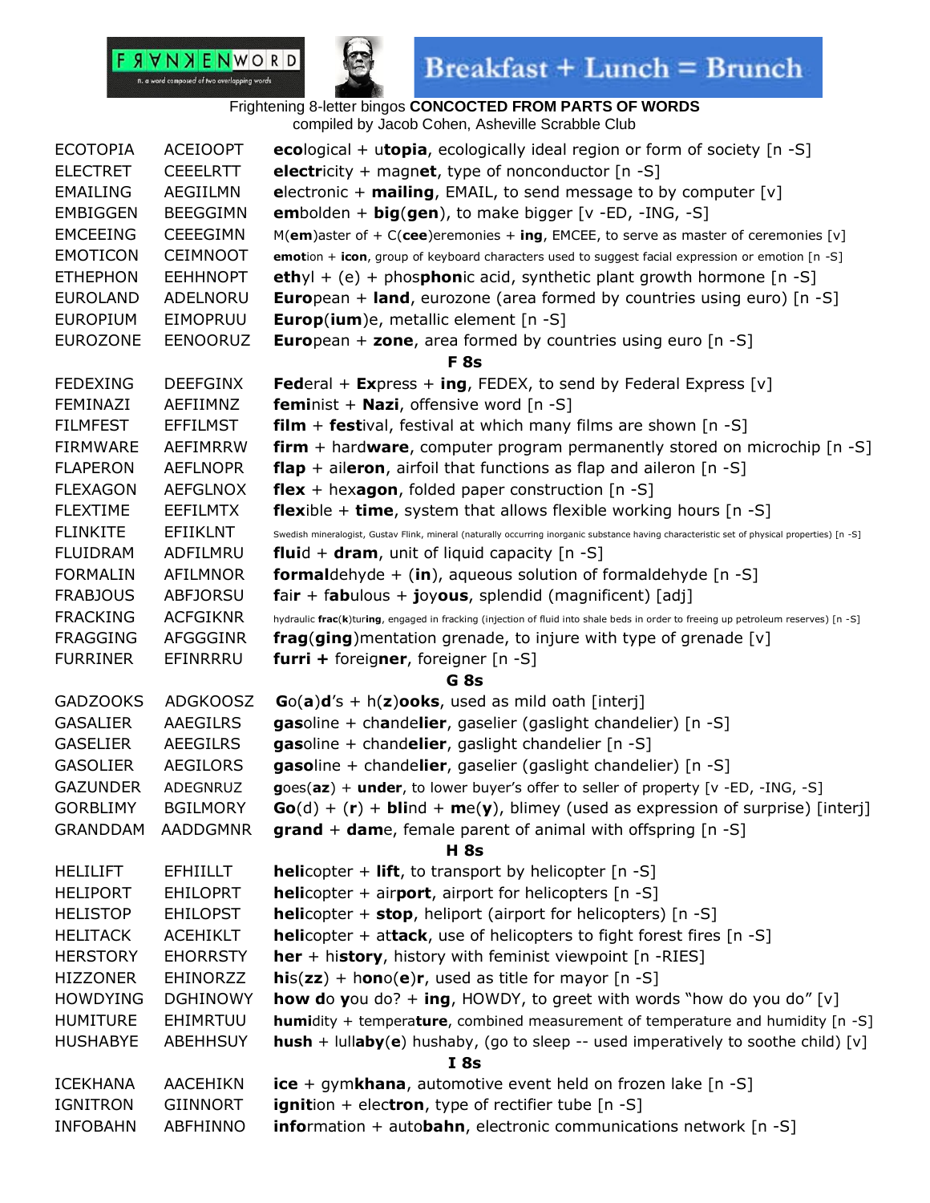FRANKENWORD n. a word composed of two overlapping words

Breakfast + Lunch = Brunch

Frightening 8-letter bingos **CONCOCTED FROM PARTS OF WORDS**
compiled by Jacob Cohen, Asheville Scrabble Club

| | | |
|---|---|---|
| ECOTOPIA | ACEIOOPT | **eco**logical + u**topia**, ecologically ideal region or form of society [n -S] |
| ELECTRET | CEEELRTT | **electr**icity + magn**et**, type of nonconductor [n -S] |
| EMAILING | AEGIILMN | **e**lectronic + **mailing**, EMAIL, to send message to by computer [v] |
| EMBIGGEN | BEEGGIMN | **em**bolden + **big**(**gen**), to make bigger [v -ED, -ING, -S] |
| EMCEEING | CEEEGIMN | M(**em**)aster of + C(**cee**)eremonies + **ing**, EMCEE, to serve as master of ceremonies [v] |
| EMOTICON | CEIMNOOT | **emot**ion + **icon**, group of keyboard characters used to suggest facial expression or emotion [n -S] |
| ETHEPHON | EEHHNOPT | **eth**yl + (e) + phos**phon**ic acid, synthetic plant growth hormone [n -S] |
| EUROLAND | ADELNORU | **Euro**pean + **land**, eurozone (area formed by countries using euro) [n -S] |
| EUROPIUM | EIMOPRUU | **Europ**(**ium**)e, metallic element [n -S] |
| EUROZONE | EENOORUZ | **Euro**pean + **zone**, area formed by countries using euro [n -S] |
| | | **F 8s** |
| FEDEXING | DEEFGINX | **Fed**eral + **Ex**press + **ing**, FEDEX, to send by Federal Express [v] |
| FEMINAZI | AEFIIMNZ | **femin**ist + **Nazi**, offensive word [n -S] |
| FILMFEST | EFFILMST | **film** + **fest**ival, festival at which many films are shown [n -S] |
| FIRMWARE | AEFIMRRW | **firm** + hard**ware**, computer program permanently stored on microchip [n -S] |
| FLAPERON | AEFLNOPR | **flap** + ail**eron**, airfoil that functions as flap and aileron [n -S] |
| FLEXAGON | AEFGLNOX | **flex** + hex**agon**, folded paper construction [n -S] |
| FLEXTIME | EEFILMTX | **flex**ible + **time**, system that allows flexible working hours [n -S] |
| FLINKITE | EFIIKLNT | Swedish mineralogist, Gustav Flink, mineral (naturally occurring inorganic substance having characteristic set of physical properties) [n -S] |
| FLUIDRAM | ADFILMRU | **flui**d + **dram**, unit of liquid capacity [n -S] |
| FORMALIN | AFILMNOR | **formal**dehyde + (**in**), aqueous solution of formaldehyde [n -S] |
| FRABJOUS | ABFJORSU | **f**ai**r** + f**ab**ulous + **j**oy**ous**, splendid (magnificent) [adj] |
| FRACKING | ACFGIKNR | hydraulic **frac**(**k**)tur**ing**, engaged in fracking (injection of fluid into shale beds in order to freeing up petroleum reserves) [n -S] |
| FRAGGING | AFGGGINR | **frag**(**ging**)mentation grenade, to injure with type of grenade [v] |
| FURRINER | EFINRRRU | **furri +** foreig**ner**, foreigner [n -S] |
| | | **G 8s** |
| GADZOOKS | ADGKOOSZ | **G**o(**a**)**d**'s + h(**z**)**ooks**, used as mild oath [interj] |
| GASALIER | AAEGILRS | **gas**oline + ch**a**nde**lier**, gaselier (gaslight chandelier) [n -S] |
| GASELIER | AEEGILRS | **gas**oline + chand**elier**, gaslight chandelier [n -S] |
| GASOLIER | AEGILORS | **gaso**line + chande**lier**, gaselier (gaslight chandelier) [n -S] |
| GAZUNDER | ADEGNRUZ | **g**oes(**az**) + **under**, to lower buyer's offer to seller of property [v -ED, -ING, -S] |
| GORBLIMY | BGILMORY | **Go**(d) + (**r**) + **bli**nd + **m**e(**y**), blimey (used as expression of surprise) [interj] |
| GRANDDAM | AADDGMNR | **grand** + **dam**e, female parent of animal with offspring [n -S] |
| | | **H 8s** |
| HELILIFT | EFHIILLT | **heli**copter + **lift**, to transport by helicopter [n -S] |
| HELIPORT | EHILOPRT | **heli**copter + air**port**, airport for helicopters [n -S] |
| HELISTOP | EHILOPST | **heli**copter + **stop**, heliport (airport for helicopters) [n -S] |
| HELITACK | ACEHIKLT | **heli**copter + at**tack**, use of helicopters to fight forest fires [n -S] |
| HERSTORY | EHORRSTY | **her** + hi**story**, history with feminist viewpoint [n -RIES] |
| HIZZONER | EHINORZZ | **hi**s(**zz**) + h**ono**(**e**)**r**, used as title for mayor [n -S] |
| HOWDYING | DGHINOWY | **how d**o **y**ou do? + **ing**, HOWDY, to greet with words "how do you do" [v] |
| HUMITURE | EHIMRTUU | **humi**dity + tempera**ture**, combined measurement of temperature and humidity [n -S] |
| HUSHABYE | ABEHHSUY | **hush** + lull**aby**(**e**) hushaby, (go to sleep -- used imperatively to soothe child) [v] |
| | | **I 8s** |
| ICEKHANA | AACEHIKN | **ice** + gym**khana**, automotive event held on frozen lake [n -S] |
| IGNITRON | GIINNORT | **ignit**ion + elec**tron**, type of rectifier tube [n -S] |
| INFOBAHN | ABFHINNO | **info**rmation + auto**bahn**, electronic communications network [n -S] |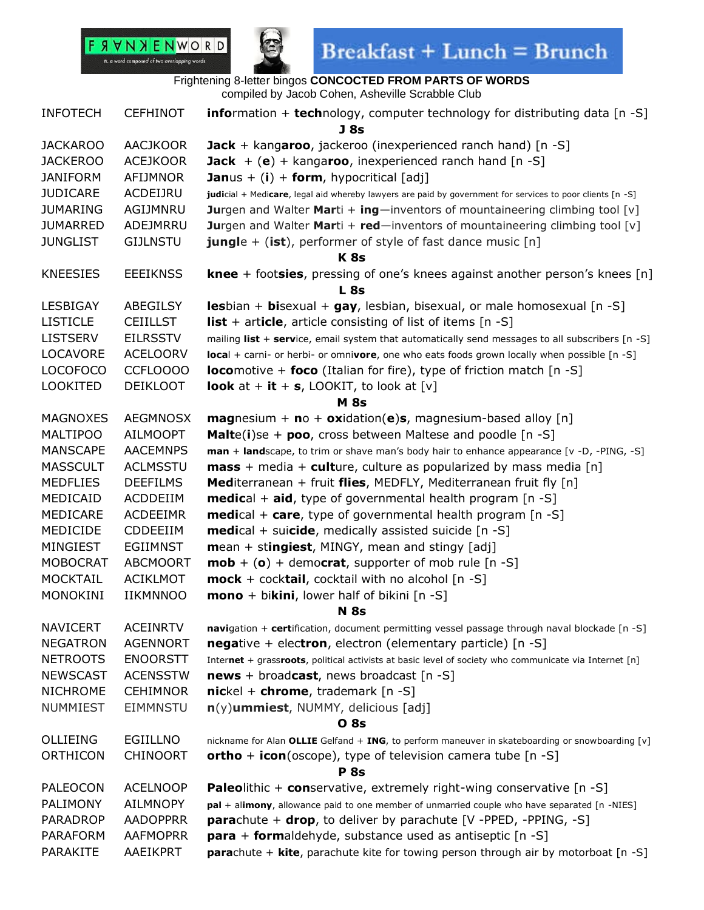Breakfast + Lunch = Brunch

Frightening 8-letter bingos **CONCOCTED FROM PARTS OF WORDS**
compiled by Jacob Cohen, Asheville Scrabble Club

| | | |
|---|---|---|
| INFOTECH | CEFHINOT | **info**rmation + **tech**nology, computer technology for distributing data [n -S] |
| | | **J 8s** |
| JACKAROO | AACJKOOR | **Jack** + kang**aroo**, jackeroo (inexperienced ranch hand) [n -S] |
| JACKEROO | ACEJKOOR | **Jack** + (**e**) + kanga**roo**, inexperienced ranch hand [n -S] |
| JANIFORM | AFIJMNOR | **Jan**us + (**i**) + **form**, hypocritical [adj] |
| JUDICARE | ACDEIJRU | **judi**cial + Medi**care**, legal aid whereby lawyers are paid by government for services to poor clients [n -S] |
| JUMARING | AGIJMNRU | **Ju**rgen and Walter **Mar**ti + **ing**—inventors of mountaineering climbing tool [v] |
| JUMARRED | ADEJMRRU | **Ju**rgen and Walter **Mar**ti + **red**—inventors of mountaineering climbing tool [v] |
| JUNGLIST | GIJLNSTU | **jungl**e + (**ist**), performer of style of fast dance music [n] |
| | | **K 8s** |
| KNEESIES | EEEIKNSS | **knee** + foot**sies**, pressing of one's knees against another person's knees [n] |
| | | **L 8s** |
| LESBIGAY | ABEGILSY | **les**bian + **bi**sexual + **gay**, lesbian, bisexual, or male homosexual [n -S] |
| LISTICLE | CEIILLST | **list** + art**icle**, article consisting of list of items [n -S] |
| LISTSERV | EILRSSTV | mailing **list** + **serv**ice, email system that automatically send messages to all subscribers [n -S] |
| LOCAVORE | ACELOORV | **loca**l + carni- or herbi- or omni**vore**, one who eats foods grown locally when possible [n -S] |
| LOCOFOCO | CCFLOOOO | **loco**motive + **foco** (Italian for fire), type of friction match [n -S] |
| LOOKITED | DEIKLOOT | **look** at + **it** + **s**, LOOKIT, to look at [v] |
| | | **M 8s** |
| MAGNOXES | AEGMNOSX | **mag**nesium + **n**o + **ox**idation(**e**)**s**, magnesium-based alloy [n] |
| MALTIPOO | AILMOOPT | **Malt**e(**i**)se + **poo**, cross between Maltese and poodle [n -S] |
| MANSCAPE | AACEMNPS | **man** + **land**scape, to trim or shave man's body hair to enhance appearance [v -D, -PING, -S] |
| MASSCULT | ACLMSSTU | **mass** + media + **cult**ure, culture as popularized by mass media [n] |
| MEDFLIES | DEEFILMS | **Med**iterranean + fruit **flies**, MEDFLY, Mediterranean fruit fly [n] |
| MEDICAID | ACDDEIIM | **medic**al + **aid**, type of governmental health program [n -S] |
| MEDICARE | ACDEEIMR | **medi**cal + **care**, type of governmental health program [n -S] |
| MEDICIDE | CDDEEIIM | **medi**cal + sui**cide**, medically assisted suicide [n -S] |
| MINGIEST | EGIIMNST | **m**ean + st**ingiest**, MINGY, mean and stingy [adj] |
| MOBOCRAT | ABCMOORT | **mob** + (**o**) + demo**crat**, supporter of mob rule [n -S] |
| MOCKTAIL | ACIKLMOT | **mock** + cock**tail**, cocktail with no alcohol [n -S] |
| MONOKINI | IIKMNNOO | **mono** + bi**kini**, lower half of bikini [n -S] |
| | | **N 8s** |
| NAVICERT | ACEINRTV | **navi**gation + **cert**ification, document permitting vessel passage through naval blockade [n -S] |
| NEGATRON | AGENNORT | **nega**tive + elec**tron**, electron (elementary particle) [n -S] |
| NETROOTS | ENOORSTT | Inter**net** + grass**roots**, political activists at basic level of society who communicate via Internet [n] |
| NEWSCAST | ACENSSTW | **news** + broad**cast**, news broadcast [n -S] |
| NICHROME | CEHIMNOR | **nic**kel + **chrome**, trademark [n -S] |
| NUMMIEST | EIMMNSTU | **n**(y)**ummiest**, NUMMY, delicious [adj] |
| | | **O 8s** |
| OLLIEING | EGIILLNO | nickname for Alan **OLLIE** Gelfand + **ING**, to perform maneuver in skateboarding or snowboarding [v] |
| ORTHICON | CHINOORT | **ortho** + **icon**(oscope), type of television camera tube [n -S] |
| | | **P 8s** |
| PALEOCON | ACELNOOP | **Paleo**lithic + **con**servative, extremely right-wing conservative [n -S] |
| PALIMONY | AILMNOPY | **pal** + al**imony**, allowance paid to one member of unmarried couple who have separated [n -NIES] |
| PARADROP | AADOPPRR | **para**chute + **drop**, to deliver by parachute [V -PPED, -PPING, -S] |
| PARAFORM | AAFMOPRR | **para** + **form**aldehyde, substance used as antiseptic [n -S] |
| PARAKITE | AAEIKPRT | **para**chute + **kite**, parachute kite for towing person through air by motorboat [n -S] |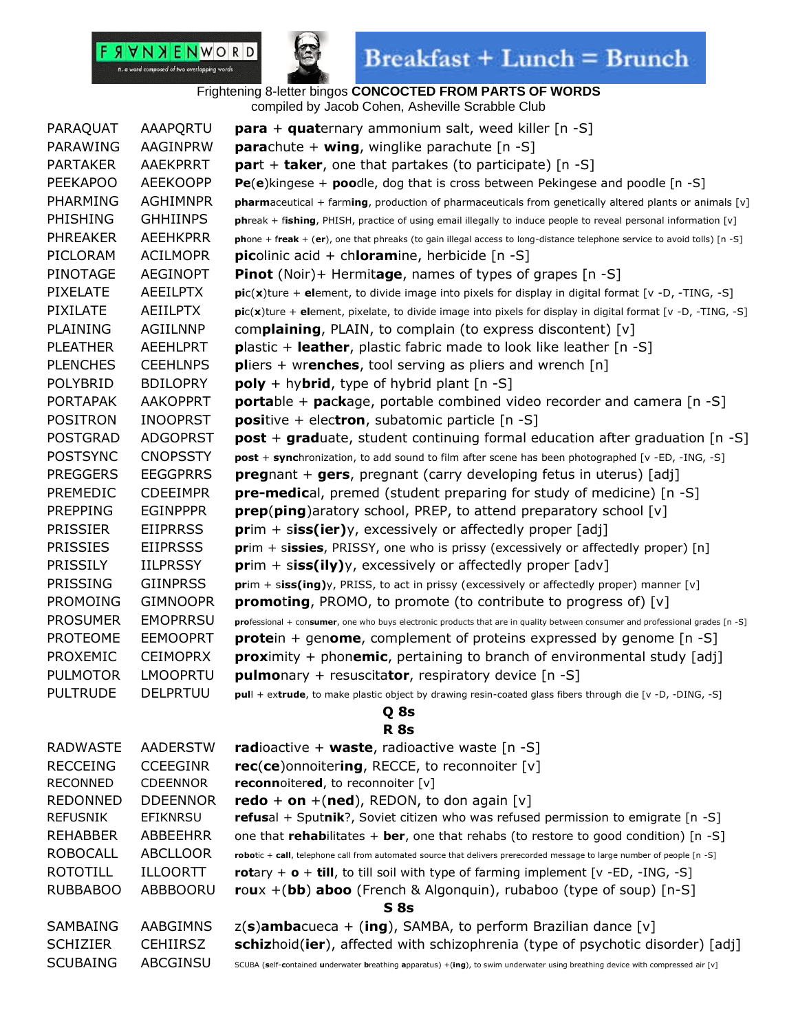FRANKENWORD n. a word composed of two overlapping words

Breakfast + Lunch = Brunch

Frightening 8-letter bingos **CONCOCTED FROM PARTS OF WORDS**
compiled by Jacob Cohen, Asheville Scrabble Club

| | | |
|---|---|---|
| PARAQUAT | AAAPQRTU | **para** + **quat**ernary ammonium salt, weed killer [n -S] |
| PARAWING | AAGINPRW | **para**chute + **wing**, winglike parachute [n -S] |
| PARTAKER | AAEKPRRT | **par**t + **taker**, one that partakes (to participate) [n -S] |
| PEEKAPOO | AEEKOOPP | **Pe**(**e**)kingese + **poo**dle, dog that is cross between Pekingese and poodle [n -S] |
| PHARMING | AGHIMNPR | **pharm**aceutical + farm**ing**, production of pharmaceuticals from genetically altered plants or animals [v] |
| PHISHING | GHHIINPS | **ph**reak + f**ishing**, PHISH, practice of using email illegally to induce people to reveal personal information [v] |
| PHREAKER | AEEHKPRR | **ph**one + f**reak** + (**er**), one that phreaks (to gain illegal access to long-distance telephone service to avoid tolls) [n -S] |
| PICLORAM | ACILMOPR | **pic**olinic acid + ch**loram**ine, herbicide [n -S] |
| PINOTAGE | AEGINOPT | **Pinot** (Noir)+ Hermit**age**, names of types of grapes [n -S] |
| PIXELATE | AEEILPTX | **pi**c(**x**)ture + **el**ement, to divide image into pixels for display in digital format [v -D, -TING, -S] |
| PIXILATE | AEIILPTX | **pi**c(**x**)ture + **el**ement, pixelate, to divide image into pixels for display in digital format [v -D, -TING, -S] |
| PLAINING | AGIILNNP | com**plaining**, PLAIN, to complain (to express discontent) [v] |
| PLEATHER | AEEHLPRT | **p**lastic + **leather**, plastic fabric made to look like leather [n -S] |
| PLENCHES | CEEHLNPS | **pl**iers + wr**enches**, tool serving as pliers and wrench [n] |
| POLYBRID | BDILOPRY | **poly** + hy**brid**, type of hybrid plant [n -S] |
| PORTAPAK | AAKOPPRT | **porta**ble + **pa**c**k**age, portable combined video recorder and camera [n -S] |
| POSITRON | INOOPRST | **posi**tive + elec**tron**, subatomic particle [n -S] |
| POSTGRAD | ADGOPRST | **post** + **grad**uate, student continuing formal education after graduation [n -S] |
| POSTSYNC | CNOPSSTY | **post** + **sync**hronization, to add sound to film after scene has been photographed [v -ED, -ING, -S] |
| PREGGERS | EEGGPRRS | **preg**nant + **gers**, pregnant (carry developing fetus in uterus) [adj] |
| PREMEDIC | CDEEIMPR | **pre-medic**al, premed (student preparing for study of medicine) [n -S] |
| PREPPING | EGINPPPR | **prep**(**ping**)aratory school, PREP, to attend preparatory school [v] |
| PRISSIER | EIIPRRSS | **pr**im + s**iss(ier)**y, excessively or affectedly proper [adj] |
| PRISSIES | EIIPRSSS | **pr**im + s**issies**, PRISSY, one who is prissy (excessively or affectedly proper) [n] |
| PRISSILY | IILPRSSY | **pr**im + s**iss(ily)**y, excessively or affectedly proper [adv] |
| PRISSING | GIINPRSS | **pr**im + s**iss(ing)**y, PRISS, to act in prissy (excessively or affectedly proper) manner [v] |
| PROMOING | GIMNOOPR | **promo**t**ing**, PROMO, to promote (to contribute to progress of) [v] |
| PROSUMER | EMOPRRSU | **pro**fessional + con**sumer**, one who buys electronic products that are in quality between consumer and professional grades [n -S] |
| PROTEOME | EEMOOPRT | **prote**in + gen**ome**, complement of proteins expressed by genome [n -S] |
| PROXEMIC | CEIMOPRX | **prox**imity + phon**emic**, pertaining to branch of environmental study [adj] |
| PULMOTOR | LMOOPRTU | **pulmo**nary + resuscita**tor**, respiratory device [n -S] |
| PULTRUDE | DELPRTUU | **pul**l + ex**trude**, to make plastic object by drawing resin-coated glass fibers through die [v -D, -DING, -S] |

## Q 8s

## R 8s

| | | |
|---|---|---|
| RADWASTE | AADERSTW | **rad**ioactive + **waste**, radioactive waste [n -S] |
| RECCEING | CCEEGINR | **rec**(**ce**)onnoiter**ing**, RECCE, to reconnoiter [v] |
| RECONNED | CDEENNOR | **reconn**oiter**ed**, to reconnoiter [v] |
| REDONNED | DDEENNOR | **redo** + **on** +(**ned**), REDON, to don again [v] |
| REFUSNIK | EFIKNRSU | **refus**al + Sput**nik**?, Soviet citizen who was refused permission to emigrate [n -S] |
| REHABBER | ABBEEHRR | one that **rehab**ilitates + **ber**, one that rehabs (to restore to good condition) [n -S] |
| ROBOCALL | ABCLLOOR | **robo**tic + **call**, telephone call from automated source that delivers prerecorded message to large number of people [n -S] |
| ROTOTILL | ILLOORTT | **rot**ary + **o** + **till**, to till soil with type of farming implement [v -ED, -ING, -S] |
| RUBBABOO | ABBBOORU | **r**o**u**x +(**bb**) **aboo** (French & Algonquin), rubaboo (type of soup) [n-S] |

## S 8s

| | | |
|---|---|---|
| SAMBAING | AABGIMNS | z(**s**)**amba**cueca + (**ing**), SAMBA, to perform Brazilian dance [v] |
| SCHIZIER | CEHIIRSZ | **schiz**hoid(**ier**), affected with schizophrenia (type of psychotic disorder) [adj] |
| SCUBAING | ABCGINSU | SCUBA (**s**elf-**c**ontained **u**nderwater **b**reathing **a**pparatus) +(**ing**), to swim underwater using breathing device with compressed air [v] |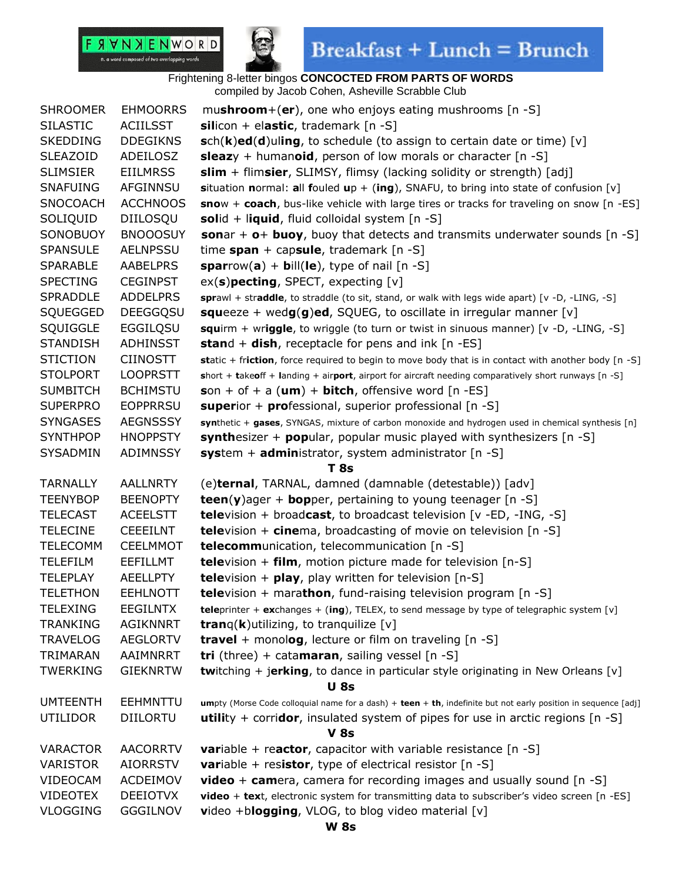FRANKENWORD n. a word composed of two overlapping words

Breakfast + Lunch = Brunch

Frightening 8-letter bingos **CONCOCTED FROM PARTS OF WORDS**
compiled by Jacob Cohen, Asheville Scrabble Club

| | | |
|---|---|---|
| SHROOMER | EHMOORRS | mu**shroom**+(**er**), one who enjoys eating mushrooms [n -S] |
| SILASTIC | ACIILSST | **sil**icon + el**astic**, trademark [n -S] |
| SKEDDING | DDEGIKNS | **s**ch(**k**)**ed**(**d**)ul**ing**, to schedule (to assign to certain date or time) [v] |
| SLEAZOID | ADEILOSZ | **sleaz**y + human**oid**, person of low morals or character [n -S] |
| SLIMSIER | EIILMRSS | **slim** + flim**sier**, SLIMSY, flimsy (lacking solidity or strength) [adj] |
| SNAFUING | AFGINNSU | **s**ituation **n**ormal: **a**ll **f**ouled **u**p + (**ing**), SNAFU, to bring into state of confusion [v] |
| SNOCOACH | ACCHNOOS | **sno**w + **coach**, bus-like vehicle with large tires or tracks for traveling on snow [n -ES] |
| SOLIQUID | DIILOSQU | **sol**id + l**iquid**, fluid colloidal system [n -S] |
| SONOBUOY | BNOOOSUY | **son**ar + **o**+ **buoy**, buoy that detects and transmits underwater sounds [n -S] |
| SPANSULE | AELNPSSU | time **span** + cap**sule**, trademark [n -S] |
| SPARABLE | AABELPRS | **spar**row(**a**) + **b**ill(**le**), type of nail [n -S] |
| SPECTING | CEGINPST | ex(**s**)**pecting**, SPECT, expecting [v] |
| SPRADDLE | ADDELPRS | **spr**awl + str**addle**, to straddle (to sit, stand, or walk with legs wide apart) [v -D, -LING, -S] |
| SQUEGGED | DEEGGQSU | **squ**eeze + wed**g**(**g**)**ed**, SQUEG, to oscillate in irregular manner [v] |
| SQUIGGLE | EGGILQSU | **squ**irm + wr**iggle**, to wriggle (to turn or twist in sinuous manner) [v -D, -LING, -S] |
| STANDISH | ADHINSST | **stan**d + **dish**, receptacle for pens and ink [n -ES] |
| STICTION | CIINOSTT | **st**atic + fr**iction**, force required to begin to move body that is in contact with another body [n -S] |
| STOLPORT | LOOPRSTT | **s**hort + **t**ake**o**ff + **l**anding + air**port**, airport for aircraft needing comparatively short runways [n -S] |
| SUMBITCH | BCHIMSTU | **s**on + of + a (**um**) + **bitch**, offensive word [n -ES] |
| SUPERPRO | EOPPRRSU | **super**ior + **pro**fessional, superior professional [n -S] |
| SYNGASES | AEGNSSSY | **syn**thetic + **gases**, SYNGAS, mixture of carbon monoxide and hydrogen used in chemical synthesis [n] |
| SYNTHPOP | HNOPPSTY | **synth**esizer + **pop**ular, popular music played with synthesizers [n -S] |
| SYSADMIN | ADIMNSSY | **sys**tem + **admin**istrator, system administrator [n -S] |

**T 8s**

| | | |
|---|---|---|
| TARNALLY | AALLNRTY | (e)**ternal**, TARNAL, damned (damnable (detestable)) [adv] |
| TEENYBOP | BEENOPTY | **teen**(**y**)ager + **bop**per, pertaining to young teenager [n -S] |
| TELECAST | ACEELSTT | **tele**vision + broad**cast**, to broadcast television [v -ED, -ING, -S] |
| TELECINE | CEEEILNT | **tele**vision + **cine**ma, broadcasting of movie on television [n -S] |
| TELECOMM | CEELMMOT | **telecomm**unication, telecommunication [n -S] |
| TELEFILM | EEFILLMT | **tele**vision + **film**, motion picture made for television [n-S] |
| TELEPLAY | AEELLPTY | **tele**vision + **play**, play written for television [n-S] |
| TELETHON | EEHLNOTT | **tele**vision + mara**thon**, fund-raising television program [n -S] |
| TELEXING | EEGILNTX | **tele**printer + **ex**changes + (**ing**), TELEX, to send message by type of telegraphic system [v] |
| TRANKING | AGIKNNRT | **tran**q(**k**)utilizing, to tranquilize [v] |
| TRAVELOG | AEGLORTV | **travel** + monol**og**, lecture or film on traveling [n -S] |
| TRIMARAN | AAIMNRRT | **tri** (three) + cata**maran**, sailing vessel [n -S] |
| TWERKING | GIEKNRTW | **tw**itching + j**erking**, to dance in particular style originating in New Orleans [v] |

**U 8s**

| | | |
|---|---|---|
| UMTEENTH | EEHMNTTU | **um**pty (Morse Code colloquial name for a dash) + **teen** + **th**, indefinite but not early position in sequence [adj] |
| UTILIDOR | DIILORTU | **utili**ty + corri**dor**, insulated system of pipes for use in arctic regions [n -S] |

**V 8s**

| | | |
|---|---|---|
| VARACTOR | AACORRTV | **var**iable + re**actor**, capacitor with variable resistance [n -S] |
| VARISTOR | AIORRSTV | **var**iable + res**istor**, type of electrical resistor [n -S] |
| VIDEOCAM | ACDEIMOV | **video** + **cam**era, camera for recording images and usually sound [n -S] |
| VIDEOTEX | DEEIOTVX | **video** + **tex**t, electronic system for transmitting data to subscriber's video screen [n -ES] |
| VLOGGING | GGGILNOV | **v**ideo +b**logging**, VLOG, to blog video material [v] |

**W 8s**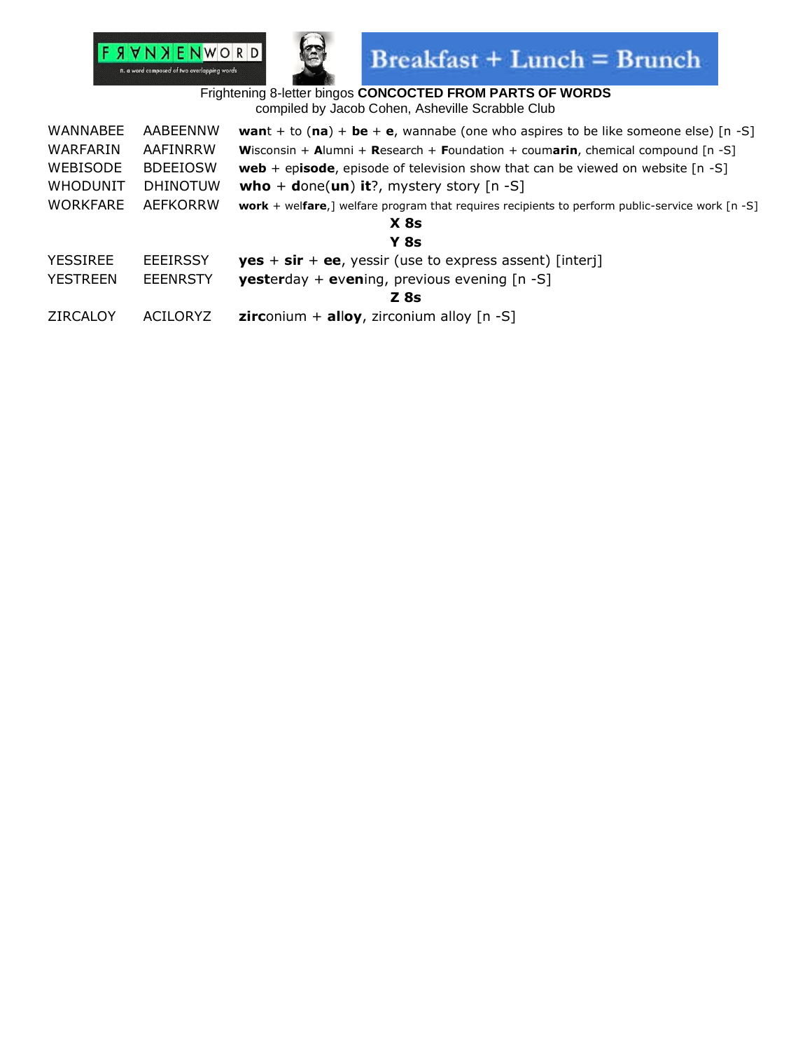Frightening 8-letter bingos **CONCOCTED FROM PARTS OF WORDS**
compiled by Jacob Cohen, Asheville Scrabble Club

| | | |
|---|---|---|
| WANNABEE | AABEENNW | **wan**t + to (**na**) + **be** + **e**, wannabe (one who aspires to be like someone else) [n -S] |
| WARFARIN | AAFINRRW | **W**isconsin + **A**lumni + **R**esearch + **F**oundation + coum**arin**, chemical compound [n -S] |
| WEBISODE | BDEEIOSW | **web** + ep**isode**, episode of television show that can be viewed on website [n -S] |
| WHODUNIT | DHINOTUW | **who** + **d**one(**un**) **it**?, mystery story [n -S] |
| WORKFARE | AEFKORRW | **work** + wel**fare**,] welfare program that requires recipients to perform public-service work [n -S] |

**X 8s**

**Y 8s**

| | | |
|---|---|---|
| YESSIREE | EEEIRSSY | **yes** + **sir** + **ee**, yessir (use to express assent) [interj] |
| YESTREEN | EEENRSTY | **yest**e**r**day + **e**v**en**ing, previous evening [n -S] |

**Z 8s**

| | | |
|---|---|---|
| ZIRCALOY | ACILORYZ | **zirc**onium + **al**l**oy**, zirconium alloy [n -S] |